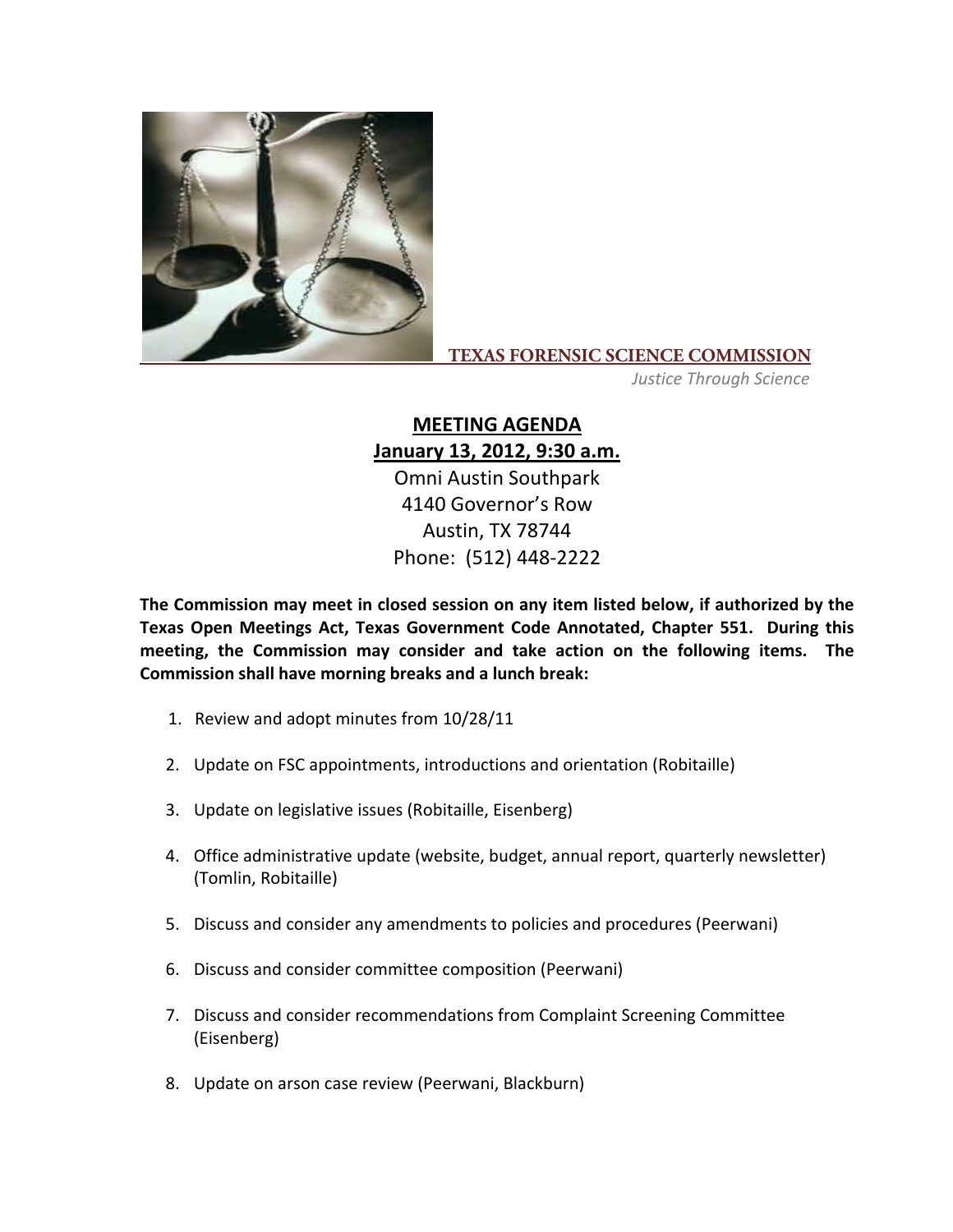**TEXAS FORENSIC SCIENCE COMMISSION**

*Justice Through Science*

## MEETING AGENDA

**January 13, 2012, 9:30 a.m.**

Omni Austin Southpark
4140 Governor's Row
Austin, TX 78744
Phone: (512) 448-2222

**The Commission may meet in closed session on any item listed below, if authorized by the Texas Open Meetings Act, Texas Government Code Annotated, Chapter 551. During this meeting, the Commission may consider and take action on the following items. The Commission shall have morning breaks and a lunch break:**

1. Review and adopt minutes from 10/28/11
2. Update on FSC appointments, introductions and orientation (Robitaille)
3. Update on legislative issues (Robitaille, Eisenberg)
4. Office administrative update (website, budget, annual report, quarterly newsletter) (Tomlin, Robitaille)
5. Discuss and consider any amendments to policies and procedures (Peerwani)
6. Discuss and consider committee composition (Peerwani)
7. Discuss and consider recommendations from Complaint Screening Committee (Eisenberg)
8. Update on arson case review (Peerwani, Blackburn)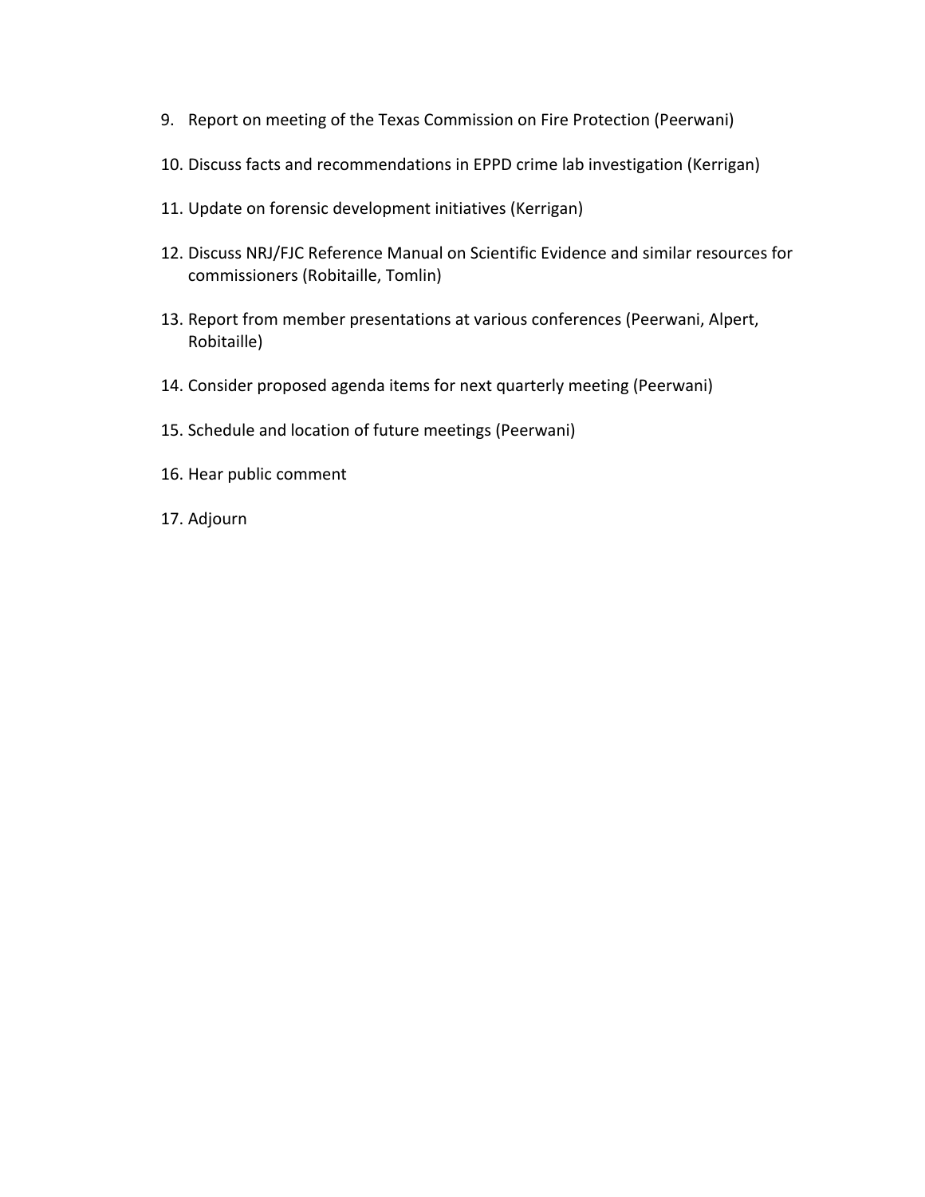9. Report on meeting of the Texas Commission on Fire Protection (Peerwani)

10. Discuss facts and recommendations in EPPD crime lab investigation (Kerrigan)

11. Update on forensic development initiatives (Kerrigan)

12. Discuss NRJ/FJC Reference Manual on Scientific Evidence and similar resources for commissioners (Robitaille, Tomlin)

13. Report from member presentations at various conferences (Peerwani, Alpert, Robitaille)

14. Consider proposed agenda items for next quarterly meeting (Peerwani)

15. Schedule and location of future meetings (Peerwani)

16. Hear public comment

17. Adjourn